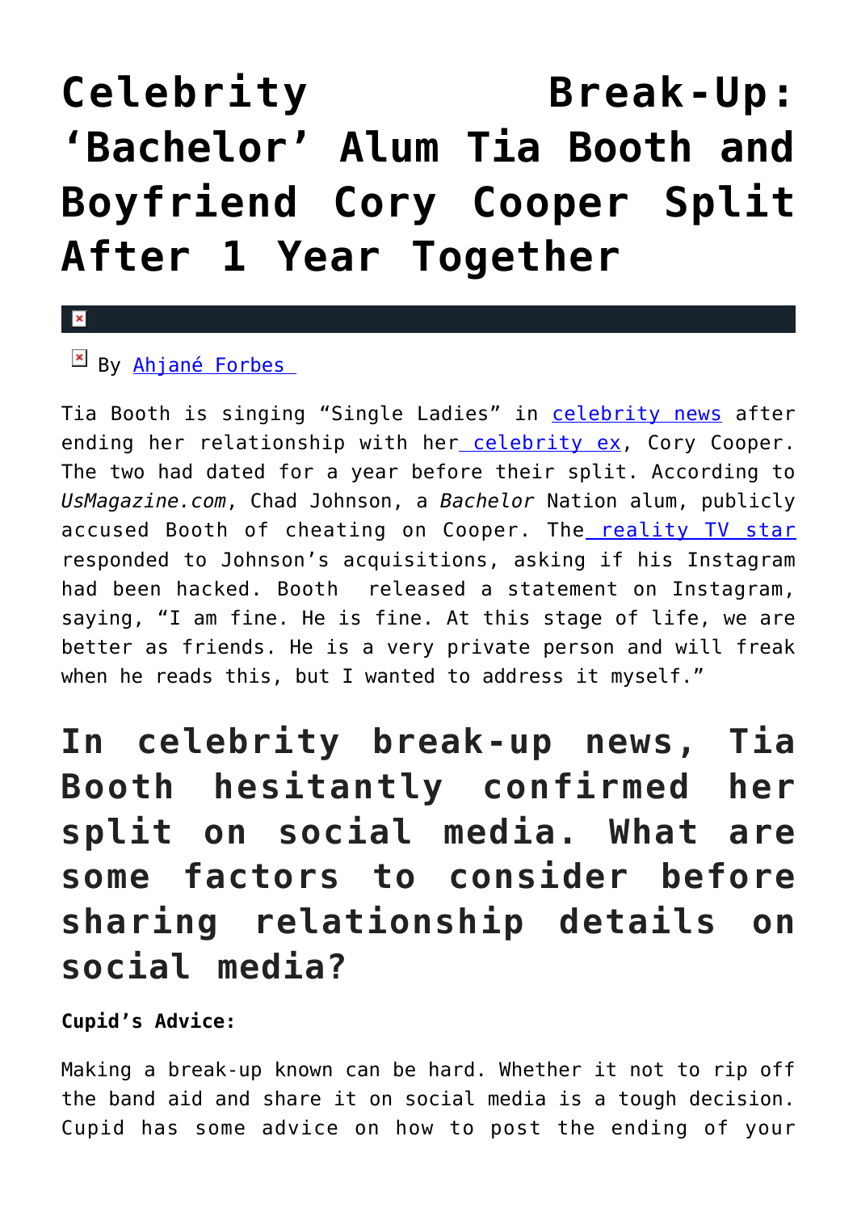# Celebrity Break-Up: 'Bachelor' Alum Tia Booth and Boyfriend Cory Cooper Split After 1 Year Together

By Ahjané Forbes

Tia Booth is singing "Single Ladies" in celebrity news after ending her relationship with her celebrity ex, Cory Cooper. The two had dated for a year before their split. According to *UsMagazine.com*, Chad Johnson, a *Bachelor* Nation alum, publicly accused Booth of cheating on Cooper. The reality TV star responded to Johnson's acquisitions, asking if his Instagram had been hacked. Booth released a statement on Instagram, saying, "I am fine. He is fine. At this stage of life, we are better as friends. He is a very private person and will freak when he reads this, but I wanted to address it myself."

## In celebrity break-up news, Tia Booth hesitantly confirmed her split on social media. What are some factors to consider before sharing relationship details on social media?

**Cupid's Advice:**

Making a break-up known can be hard. Whether it not to rip off the band aid and share it on social media is a tough decision. Cupid has some advice on how to post the ending of your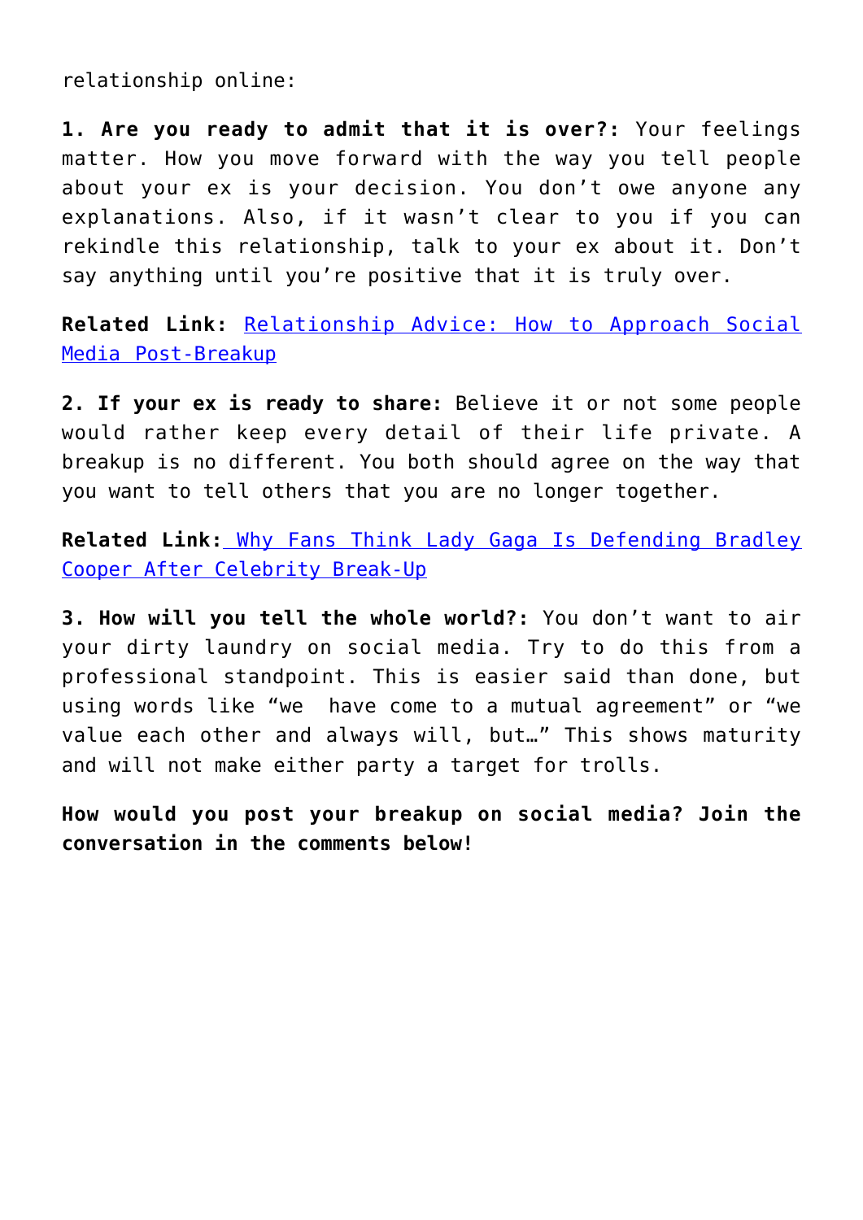relationship online:

**1. Are you ready to admit that it is over?:** Your feelings matter. How you move forward with the way you tell people about your ex is your decision. You don't owe anyone any explanations. Also, if it wasn't clear to you if you can rekindle this relationship, talk to your ex about it. Don't say anything until you're positive that it is truly over.

**Related Link:** Relationship Advice: How to Approach Social Media Post-Breakup

**2. If your ex is ready to share:** Believe it or not some people would rather keep every detail of their life private. A breakup is no different. You both should agree on the way that you want to tell others that you are no longer together.

**Related Link:** Why Fans Think Lady Gaga Is Defending Bradley Cooper After Celebrity Break-Up

**3. How will you tell the whole world?:** You don't want to air your dirty laundry on social media. Try to do this from a professional standpoint. This is easier said than done, but using words like "we  have come to a mutual agreement" or "we value each other and always will, but…" This shows maturity and will not make either party a target for trolls.

**How would you post your breakup on social media? Join the conversation in the comments below!**